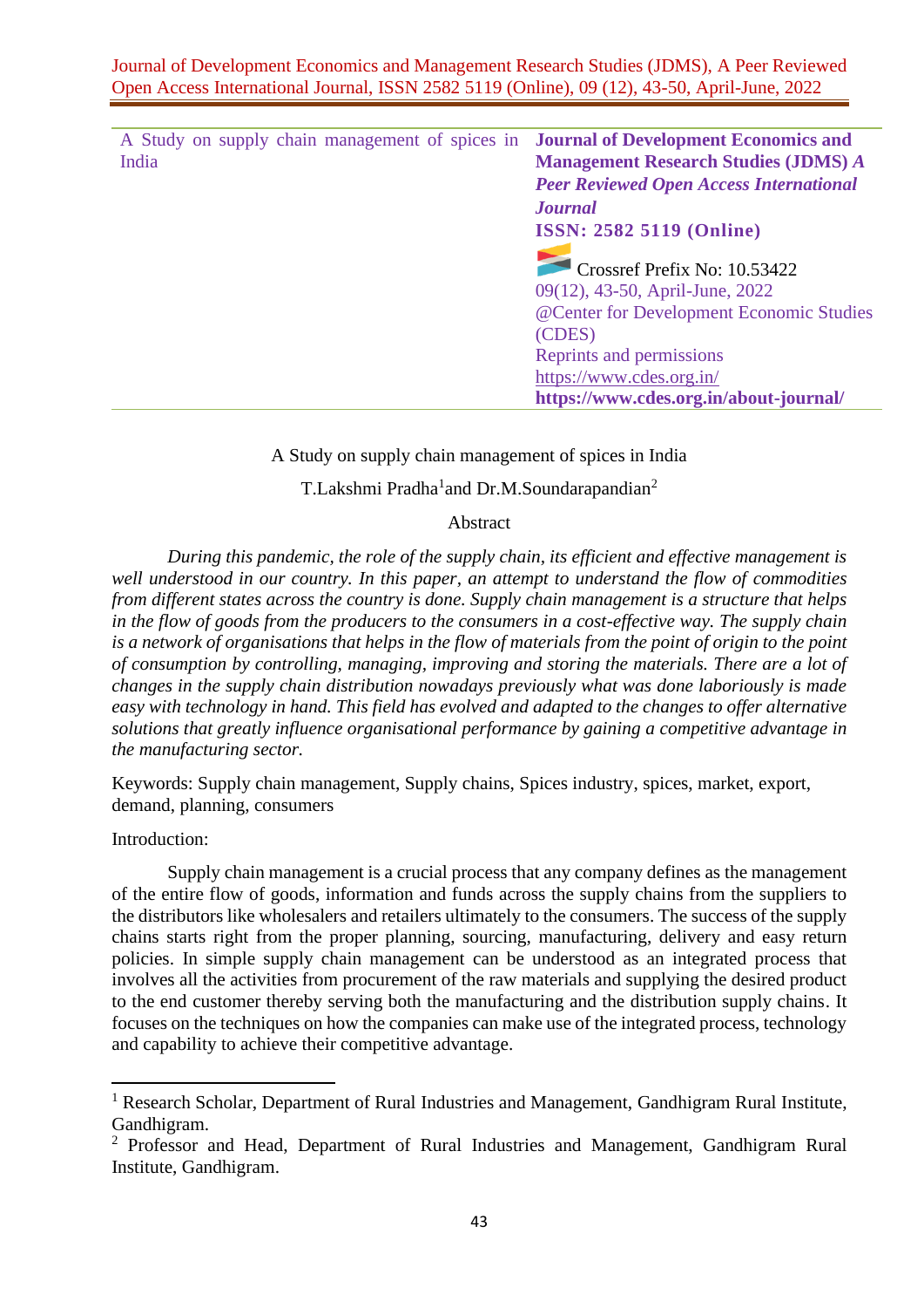| A Study on supply chain management of spices in India | **Journal of Development Economics and Management Research Studies (JDMS)** ***A Peer Reviewed Open Access International Journal*** **ISSN: 2582 5119 (Online)** Crossref Prefix No: 10.53422 09(12), 43-50, April-June, 2022 @Center for Development Economic Studies (CDES) Reprints and permissions https://www.cdes.org.in/ **https://www.cdes.org.in/about-journal/** |
|---|---|

# A Study on supply chain management of spices in India

T.Lakshmi Pradha[1] and Dr.M.Soundarapandian[2]

## Abstract

*During this pandemic, the role of the supply chain, its efficient and effective management is well understood in our country. In this paper, an attempt to understand the flow of commodities from different states across the country is done. Supply chain management is a structure that helps in the flow of goods from the producers to the consumers in a cost-effective way. The supply chain is a network of organisations that helps in the flow of materials from the point of origin to the point of consumption by controlling, managing, improving and storing the materials. There are a lot of changes in the supply chain distribution nowadays previously what was done laboriously is made easy with technology in hand. This field has evolved and adapted to the changes to offer alternative solutions that greatly influence organisational performance by gaining a competitive advantage in the manufacturing sector.*

Keywords: Supply chain management, Supply chains, Spices industry, spices, market, export, demand, planning, consumers

## Introduction:

Supply chain management is a crucial process that any company defines as the management of the entire flow of goods, information and funds across the supply chains from the suppliers to the distributors like wholesalers and retailers ultimately to the consumers. The success of the supply chains starts right from the proper planning, sourcing, manufacturing, delivery and easy return policies. In simple supply chain management can be understood as an integrated process that involves all the activities from procurement of the raw materials and supplying the desired product to the end customer thereby serving both the manufacturing and the distribution supply chains. It focuses on the techniques on how the companies can make use of the integrated process, technology and capability to achieve their competitive advantage.

---

[1] Research Scholar, Department of Rural Industries and Management, Gandhigram Rural Institute, Gandhigram.

[2] Professor and Head, Department of Rural Industries and Management, Gandhigram Rural Institute, Gandhigram.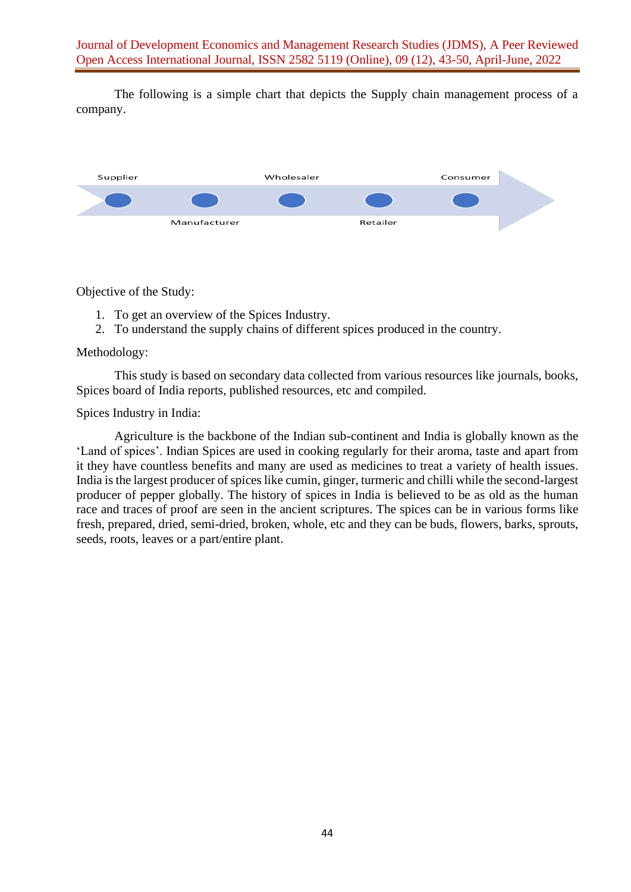The following is a simple chart that depicts the Supply chain management process of a company.

Supplier → Manufacturer → Wholesaler → Retailer → Consumer

Objective of the Study:

1. To get an overview of the Spices Industry.
2. To understand the supply chains of different spices produced in the country.

Methodology:

This study is based on secondary data collected from various resources like journals, books, Spices board of India reports, published resources, etc and compiled.

Spices Industry in India:

Agriculture is the backbone of the Indian sub-continent and India is globally known as the 'Land of spices'. Indian Spices are used in cooking regularly for their aroma, taste and apart from it they have countless benefits and many are used as medicines to treat a variety of health issues. India is the largest producer of spices like cumin, ginger, turmeric and chilli while the second-largest producer of pepper globally. The history of spices in India is believed to be as old as the human race and traces of proof are seen in the ancient scriptures. The spices can be in various forms like fresh, prepared, dried, semi-dried, broken, whole, etc and they can be buds, flowers, barks, sprouts, seeds, roots, leaves or a part/entire plant.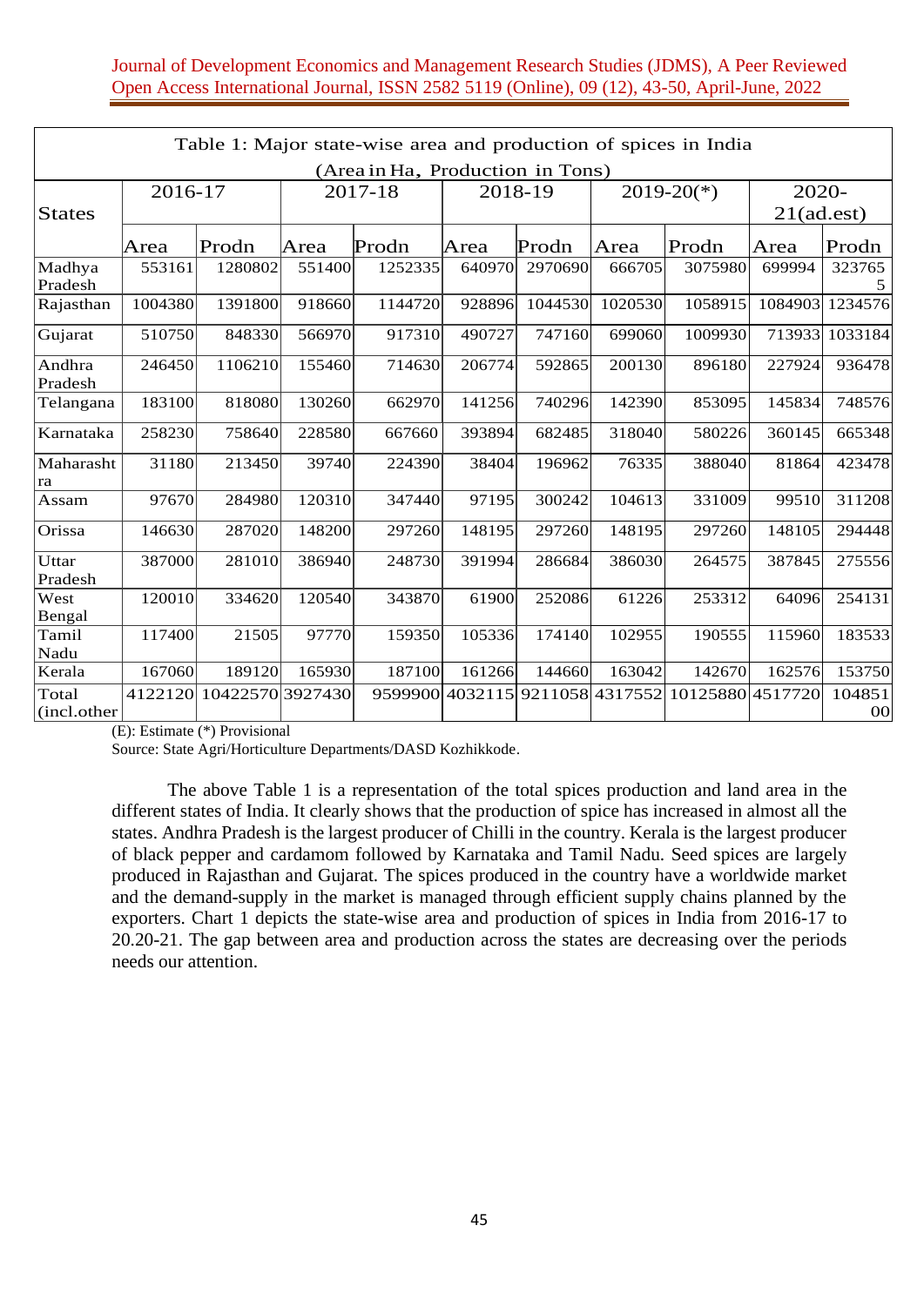Table 1: Major state-wise area and production of spices in India

(Area in Ha, Production in Tons)

| States | 2016-17 | | 2017-18 | | 2018-19 | | 2019-20(*) | | 2020-21(ad.est) | |
|---|---|---|---|---|---|---|---|---|---|---|
| | Area | Prodn | Area | Prodn | Area | Prodn | Area | Prodn | Area | Prodn |
| Madhya Pradesh | 553161 | 1280802 | 551400 | 1252335 | 640970 | 2970690 | 666705 | 3075980 | 699994 | 3237655 |
| Rajasthan | 1004380 | 1391800 | 918660 | 1144720 | 928896 | 1044530 | 1020530 | 1058915 | 1084903 | 1234576 |
| Gujarat | 510750 | 848330 | 566970 | 917310 | 490727 | 747160 | 699060 | 1009930 | 713933 | 1033184 |
| Andhra Pradesh | 246450 | 1106210 | 155460 | 714630 | 206774 | 592865 | 200130 | 896180 | 227924 | 936478 |
| Telangana | 183100 | 818080 | 130260 | 662970 | 141256 | 740296 | 142390 | 853095 | 145834 | 748576 |
| Karnataka | 258230 | 758640 | 228580 | 667660 | 393894 | 682485 | 318040 | 580226 | 360145 | 665348 |
| Maharashtra | 31180 | 213450 | 39740 | 224390 | 38404 | 196962 | 76335 | 388040 | 81864 | 423478 |
| Assam | 97670 | 284980 | 120310 | 347440 | 97195 | 300242 | 104613 | 331009 | 99510 | 311208 |
| Orissa | 146630 | 287020 | 148200 | 297260 | 148195 | 297260 | 148195 | 297260 | 148105 | 294448 |
| Uttar Pradesh | 387000 | 281010 | 386940 | 248730 | 391994 | 286684 | 386030 | 264575 | 387845 | 275556 |
| West Bengal | 120010 | 334620 | 120540 | 343870 | 61900 | 252086 | 61226 | 253312 | 64096 | 254131 |
| Tamil Nadu | 117400 | 21505 | 97770 | 159350 | 105336 | 174140 | 102955 | 190555 | 115960 | 183533 |
| Kerala | 167060 | 189120 | 165930 | 187100 | 161266 | 144660 | 163042 | 142670 | 162576 | 153750 |
| Total (incl.other | 4122120 | 10422570 | 3927430 | 9599900 | 4032115 | 9211058 | 4317552 | 10125880 | 4517720 | 10485100 |

(E): Estimate (*) Provisional

Source: State Agri/Horticulture Departments/DASD Kozhikkode.

The above Table 1 is a representation of the total spices production and land area in the different states of India. It clearly shows that the production of spice has increased in almost all the states. Andhra Pradesh is the largest producer of Chilli in the country. Kerala is the largest producer of black pepper and cardamom followed by Karnataka and Tamil Nadu. Seed spices are largely produced in Rajasthan and Gujarat. The spices produced in the country have a worldwide market and the demand-supply in the market is managed through efficient supply chains planned by the exporters. Chart 1 depicts the state-wise area and production of spices in India from 2016-17 to 20.20-21. The gap between area and production across the states are decreasing over the periods needs our attention.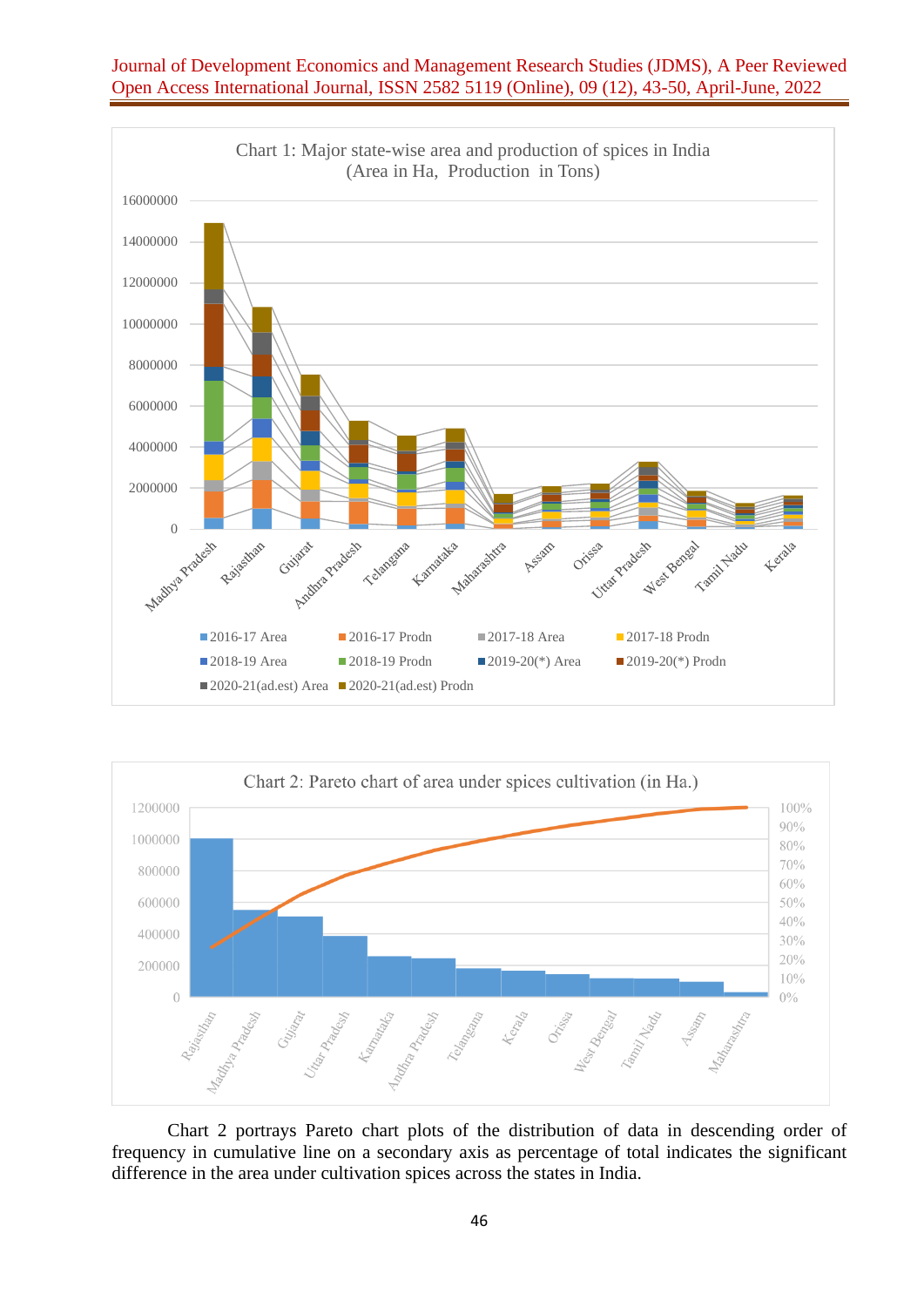Chart 1: Major state-wise area and production of spices in India (Area in Ha, Production in Tons)

Chart 2: Pareto chart of area under spices cultivation (in Ha.)

Chart 2 portrays Pareto chart plots of the distribution of data in descending order of frequency in cumulative line on a secondary axis as percentage of total indicates the significant difference in the area under cultivation spices across the states in India.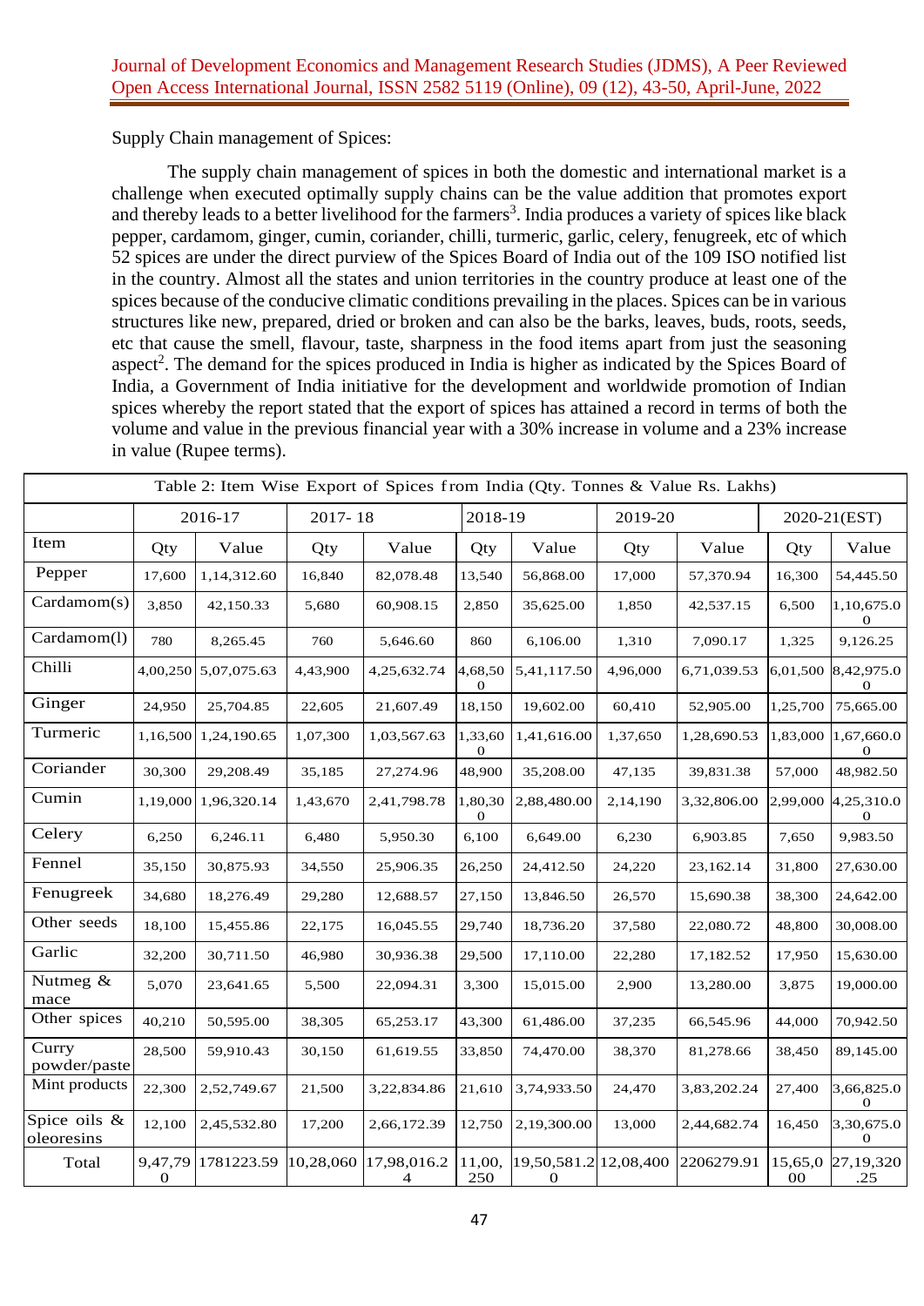Supply Chain management of Spices:

The supply chain management of spices in both the domestic and international market is a challenge when executed optimally supply chains can be the value addition that promotes export and thereby leads to a better livelihood for the farmers[3]. India produces a variety of spices like black pepper, cardamom, ginger, cumin, coriander, chilli, turmeric, garlic, celery, fenugreek, etc of which 52 spices are under the direct purview of the Spices Board of India out of the 109 ISO notified list in the country. Almost all the states and union territories in the country produce at least one of the spices because of the conducive climatic conditions prevailing in the places. Spices can be in various structures like new, prepared, dried or broken and can also be the barks, leaves, buds, roots, seeds, etc that cause the smell, flavour, taste, sharpness in the food items apart from just the seasoning aspect[2]. The demand for the spices produced in India is higher as indicated by the Spices Board of India, a Government of India initiative for the development and worldwide promotion of Indian spices whereby the report stated that the export of spices has attained a record in terms of both the volume and value in the previous financial year with a 30% increase in volume and a 23% increase in value (Rupee terms).

Table 2: Item Wise Export of Spices from India (Qty. Tonnes & Value Rs. Lakhs)

| | 2016-17 | | 2017-18 | | 2018-19 | | 2019-20 | | 2020-21(EST) | |
|---|---|---|---|---|---|---|---|---|---|---|
| Item | Qty | Value | Qty | Value | Qty | Value | Qty | Value | Qty | Value |
| Pepper | 17,600 | 1,14,312.60 | 16,840 | 82,078.48 | 13,540 | 56,868.00 | 17,000 | 57,370.94 | 16,300 | 54,445.50 |
| Cardamom(s) | 3,850 | 42,150.33 | 5,680 | 60,908.15 | 2,850 | 35,625.00 | 1,850 | 42,537.15 | 6,500 | 1,10,675.00 |
| Cardamom(l) | 780 | 8,265.45 | 760 | 5,646.60 | 860 | 6,106.00 | 1,310 | 7,090.17 | 1,325 | 9,126.25 |
| Chilli | 4,00,250 | 5,07,075.63 | 4,43,900 | 4,25,632.74 | 4,68,500 | 5,41,117.50 | 4,96,000 | 6,71,039.53 | 6,01,500 | 8,42,975.00 |
| Ginger | 24,950 | 25,704.85 | 22,605 | 21,607.49 | 18,150 | 19,602.00 | 60,410 | 52,905.00 | 1,25,700 | 75,665.00 |
| Turmeric | 1,16,500 | 1,24,190.65 | 1,07,300 | 1,03,567.63 | 1,33,600 | 1,41,616.00 | 1,37,650 | 1,28,690.53 | 1,83,000 | 1,67,660.00 |
| Coriander | 30,300 | 29,208.49 | 35,185 | 27,274.96 | 48,900 | 35,208.00 | 47,135 | 39,831.38 | 57,000 | 48,982.50 |
| Cumin | 1,19,000 | 1,96,320.14 | 1,43,670 | 2,41,798.78 | 1,80,300 | 2,88,480.00 | 2,14,190 | 3,32,806.00 | 2,99,000 | 4,25,310.00 |
| Celery | 6,250 | 6,246.11 | 6,480 | 5,950.30 | 6,100 | 6,649.00 | 6,230 | 6,903.85 | 7,650 | 9,983.50 |
| Fennel | 35,150 | 30,875.93 | 34,550 | 25,906.35 | 26,250 | 24,412.50 | 24,220 | 23,162.14 | 31,800 | 27,630.00 |
| Fenugreek | 34,680 | 18,276.49 | 29,280 | 12,688.57 | 27,150 | 13,846.50 | 26,570 | 15,690.38 | 38,300 | 24,642.00 |
| Other seeds | 18,100 | 15,455.86 | 22,175 | 16,045.55 | 29,740 | 18,736.20 | 37,580 | 22,080.72 | 48,800 | 30,008.00 |
| Garlic | 32,200 | 30,711.50 | 46,980 | 30,936.38 | 29,500 | 17,110.00 | 22,280 | 17,182.52 | 17,950 | 15,630.00 |
| Nutmeg & mace | 5,070 | 23,641.65 | 5,500 | 22,094.31 | 3,300 | 15,015.00 | 2,900 | 13,280.00 | 3,875 | 19,000.00 |
| Other spices | 40,210 | 50,595.00 | 38,305 | 65,253.17 | 43,300 | 61,486.00 | 37,235 | 66,545.96 | 44,000 | 70,942.50 |
| Curry powder/paste | 28,500 | 59,910.43 | 30,150 | 61,619.55 | 33,850 | 74,470.00 | 38,370 | 81,278.66 | 38,450 | 89,145.00 |
| Mint products | 22,300 | 2,52,749.67 | 21,500 | 3,22,834.86 | 21,610 | 3,74,933.50 | 24,470 | 3,83,202.24 | 27,400 | 3,66,825.00 |
| Spice oils & oleoresins | 12,100 | 2,45,532.80 | 17,200 | 2,66,172.39 | 12,750 | 2,19,300.00 | 13,000 | 2,44,682.74 | 16,450 | 3,30,675.00 |
| Total | 9,47,790 | 1781223.59 | 10,28,060 | 17,98,016.24 | 11,00,250 | 19,50,581.20 | 12,08,400 | 2206279.91 | 15,65,000 | 27,19,320.25 |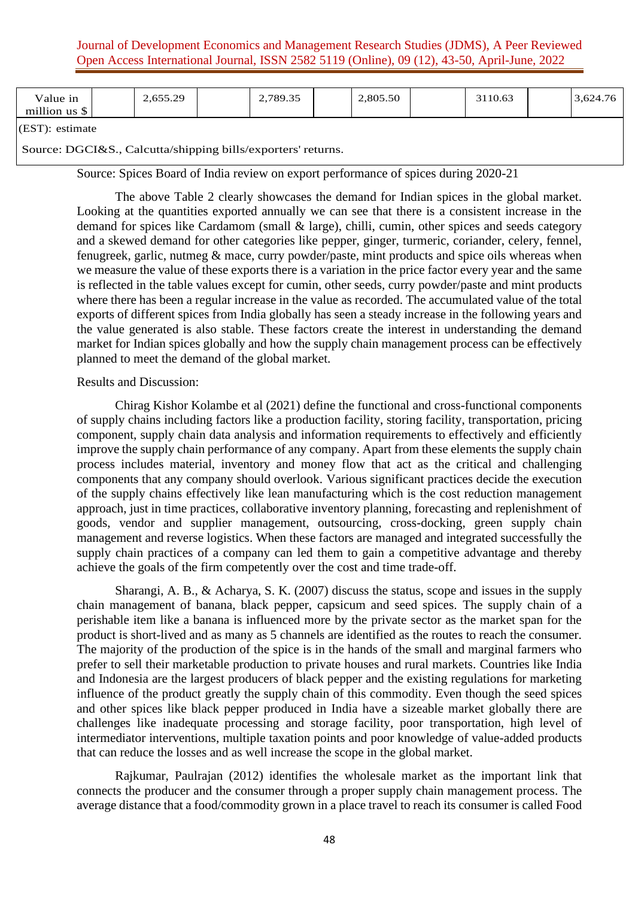| Value in million us $ | | 2,655.29 | | 2,789.35 | | 2,805.50 | | 3110.63 | | 3,624.76 |
|---|---|---|---|---|---|---|---|---|---|---|
| (EST): estimate | | | | | | | | | | |
| Source: DGCI&S., Calcutta/shipping bills/exporters' returns. | | | | | | | | | | |

Source: Spices Board of India review on export performance of spices during 2020-21

The above Table 2 clearly showcases the demand for Indian spices in the global market. Looking at the quantities exported annually we can see that there is a consistent increase in the demand for spices like Cardamom (small & large), chilli, cumin, other spices and seeds category and a skewed demand for other categories like pepper, ginger, turmeric, coriander, celery, fennel, fenugreek, garlic, nutmeg & mace, curry powder/paste, mint products and spice oils whereas when we measure the value of these exports there is a variation in the price factor every year and the same is reflected in the table values except for cumin, other seeds, curry powder/paste and mint products where there has been a regular increase in the value as recorded. The accumulated value of the total exports of different spices from India globally has seen a steady increase in the following years and the value generated is also stable. These factors create the interest in understanding the demand market for Indian spices globally and how the supply chain management process can be effectively planned to meet the demand of the global market.

Results and Discussion:

Chirag Kishor Kolambe et al (2021) define the functional and cross-functional components of supply chains including factors like a production facility, storing facility, transportation, pricing component, supply chain data analysis and information requirements to effectively and efficiently improve the supply chain performance of any company. Apart from these elements the supply chain process includes material, inventory and money flow that act as the critical and challenging components that any company should overlook. Various significant practices decide the execution of the supply chains effectively like lean manufacturing which is the cost reduction management approach, just in time practices, collaborative inventory planning, forecasting and replenishment of goods, vendor and supplier management, outsourcing, cross-docking, green supply chain management and reverse logistics. When these factors are managed and integrated successfully the supply chain practices of a company can led them to gain a competitive advantage and thereby achieve the goals of the firm competently over the cost and time trade-off.

Sharangi, A. B., & Acharya, S. K. (2007) discuss the status, scope and issues in the supply chain management of banana, black pepper, capsicum and seed spices. The supply chain of a perishable item like a banana is influenced more by the private sector as the market span for the product is short-lived and as many as 5 channels are identified as the routes to reach the consumer. The majority of the production of the spice is in the hands of the small and marginal farmers who prefer to sell their marketable production to private houses and rural markets. Countries like India and Indonesia are the largest producers of black pepper and the existing regulations for marketing influence of the product greatly the supply chain of this commodity. Even though the seed spices and other spices like black pepper produced in India have a sizeable market globally there are challenges like inadequate processing and storage facility, poor transportation, high level of intermediator interventions, multiple taxation points and poor knowledge of value-added products that can reduce the losses and as well increase the scope in the global market.

Rajkumar, Paulrajan (2012) identifies the wholesale market as the important link that connects the producer and the consumer through a proper supply chain management process. The average distance that a food/commodity grown in a place travel to reach its consumer is called Food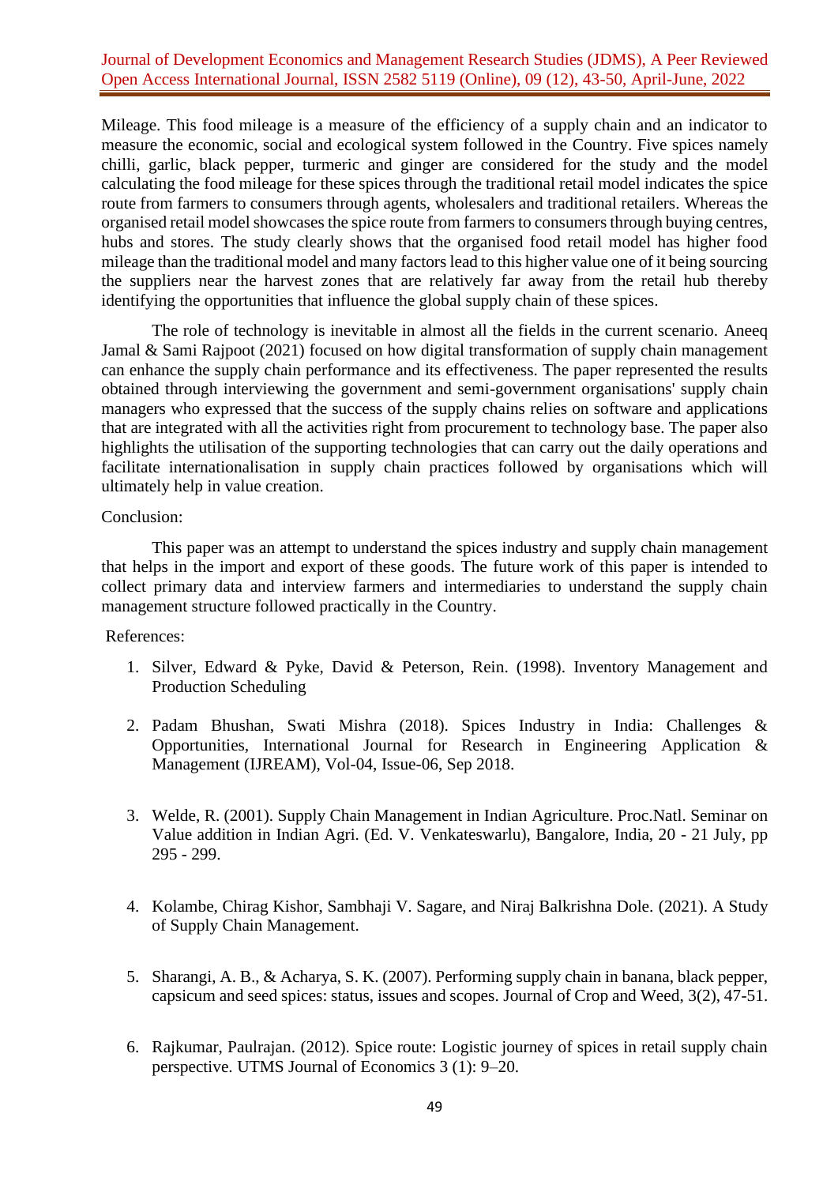Mileage. This food mileage is a measure of the efficiency of a supply chain and an indicator to measure the economic, social and ecological system followed in the Country. Five spices namely chilli, garlic, black pepper, turmeric and ginger are considered for the study and the model calculating the food mileage for these spices through the traditional retail model indicates the spice route from farmers to consumers through agents, wholesalers and traditional retailers. Whereas the organised retail model showcases the spice route from farmers to consumers through buying centres, hubs and stores. The study clearly shows that the organised food retail model has higher food mileage than the traditional model and many factors lead to this higher value one of it being sourcing the suppliers near the harvest zones that are relatively far away from the retail hub thereby identifying the opportunities that influence the global supply chain of these spices.

The role of technology is inevitable in almost all the fields in the current scenario. Aneeq Jamal & Sami Rajpoot (2021) focused on how digital transformation of supply chain management can enhance the supply chain performance and its effectiveness. The paper represented the results obtained through interviewing the government and semi-government organisations' supply chain managers who expressed that the success of the supply chains relies on software and applications that are integrated with all the activities right from procurement to technology base. The paper also highlights the utilisation of the supporting technologies that can carry out the daily operations and facilitate internationalisation in supply chain practices followed by organisations which will ultimately help in value creation.

Conclusion:

This paper was an attempt to understand the spices industry and supply chain management that helps in the import and export of these goods. The future work of this paper is intended to collect primary data and interview farmers and intermediaries to understand the supply chain management structure followed practically in the Country.

References:

1. Silver, Edward & Pyke, David & Peterson, Rein. (1998). Inventory Management and Production Scheduling
2. Padam Bhushan, Swati Mishra (2018). Spices Industry in India: Challenges & Opportunities, International Journal for Research in Engineering Application & Management (IJREAM), Vol-04, Issue-06, Sep 2018.
3. Welde, R. (2001). Supply Chain Management in Indian Agriculture. Proc.Natl. Seminar on Value addition in Indian Agri. (Ed. V. Venkateswarlu), Bangalore, India, 20 - 21 July, pp 295 - 299.
4. Kolambe, Chirag Kishor, Sambhaji V. Sagare, and Niraj Balkrishna Dole. (2021). A Study of Supply Chain Management.
5. Sharangi, A. B., & Acharya, S. K. (2007). Performing supply chain in banana, black pepper, capsicum and seed spices: status, issues and scopes. Journal of Crop and Weed, 3(2), 47-51.
6. Rajkumar, Paulrajan. (2012). Spice route: Logistic journey of spices in retail supply chain perspective. UTMS Journal of Economics 3 (1): 9–20.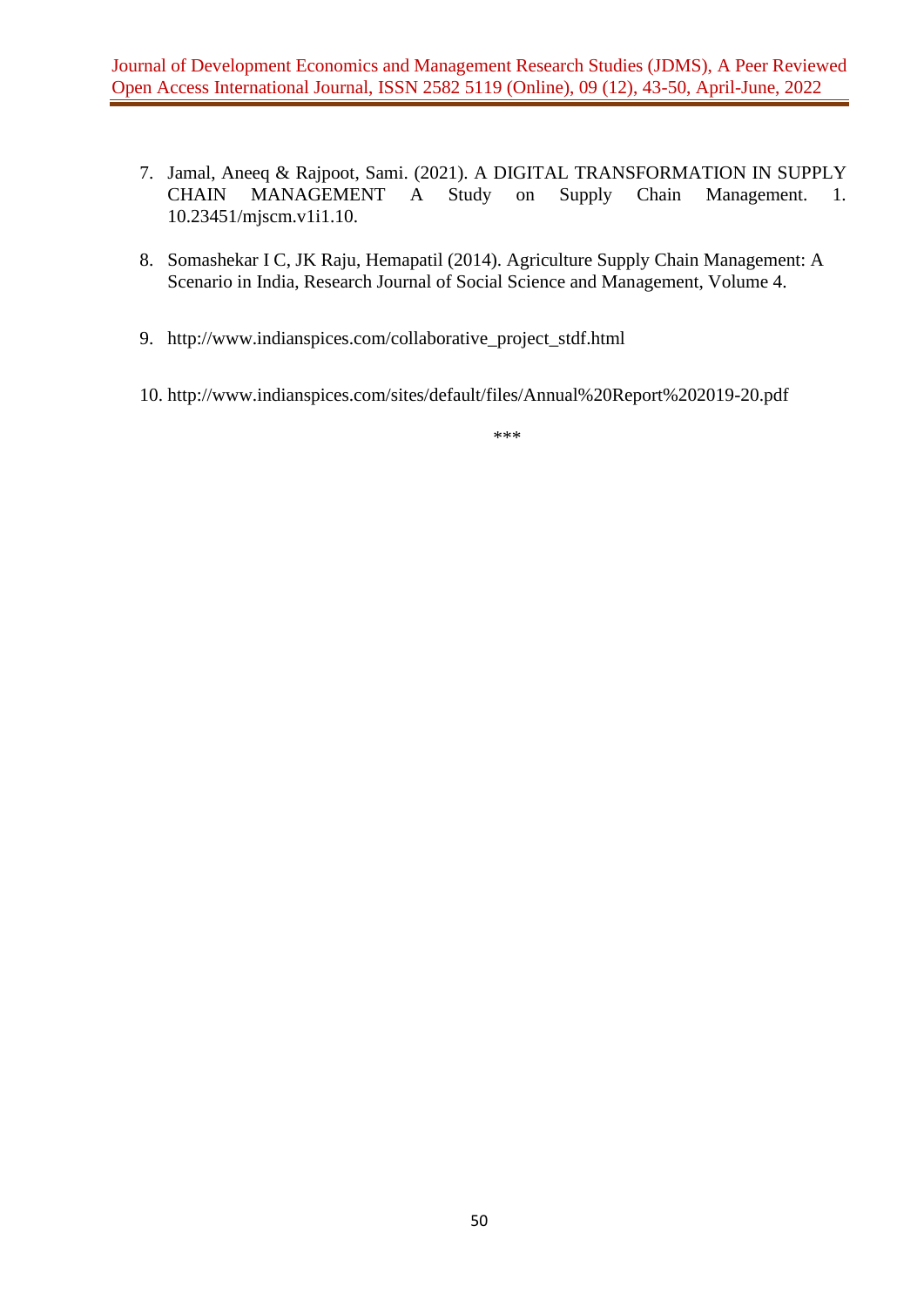7. Jamal, Aneeq & Rajpoot, Sami. (2021). A DIGITAL TRANSFORMATION IN SUPPLY CHAIN MANAGEMENT A Study on Supply Chain Management. 1. 10.23451/mjscm.v1i1.10.

8. Somashekar I C, JK Raju, Hemapatil (2014). Agriculture Supply Chain Management: A Scenario in India, Research Journal of Social Science and Management, Volume 4.

9. http://www.indianspices.com/collaborative_project_stdf.html

10. http://www.indianspices.com/sites/default/files/Annual%20Report%202019-20.pdf

***